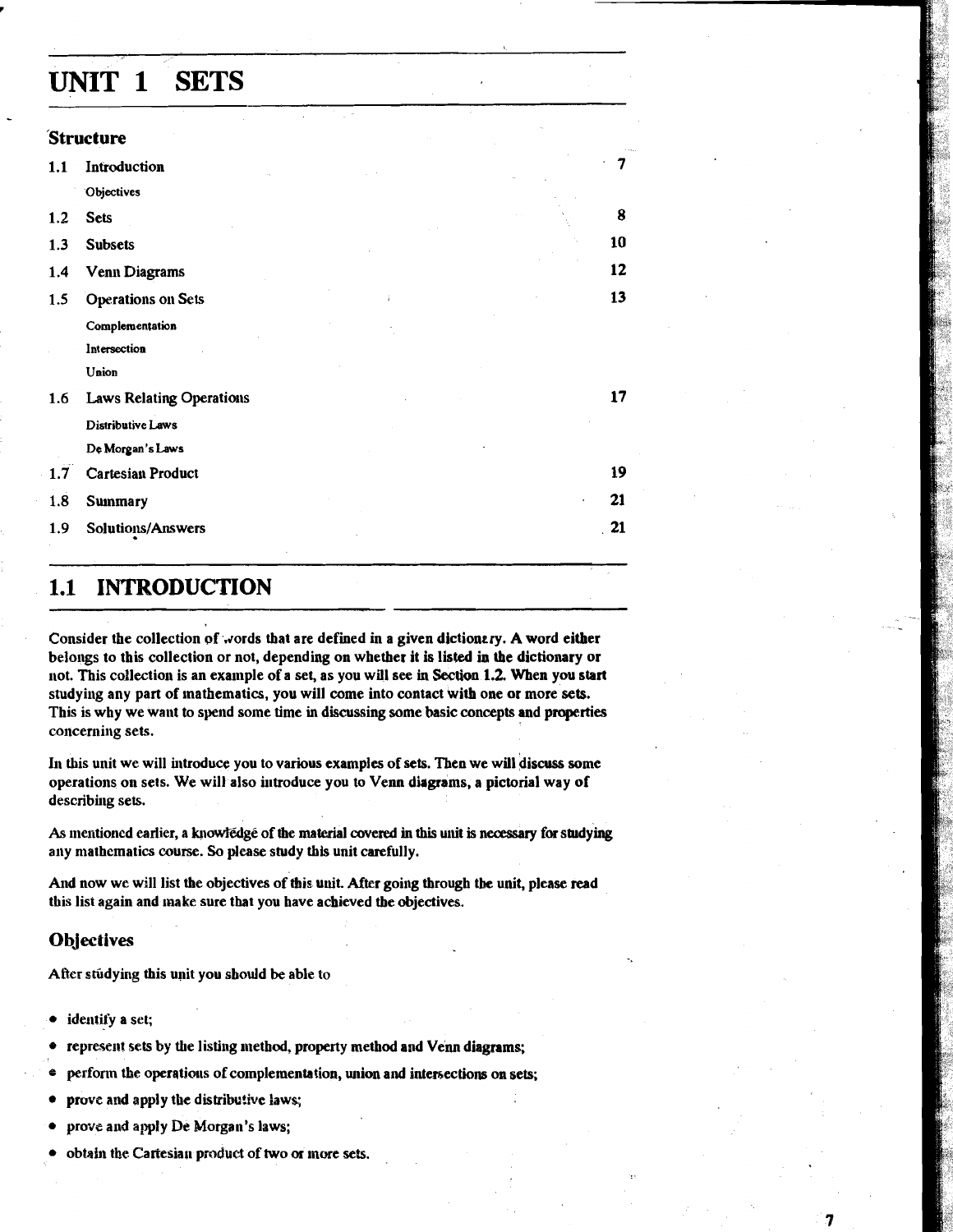# UNIT 1 SETS

## Structure

| | | |
|---|---|---|
| 1.1 | Introduction<br>Objectives | 7 |
| 1.2 | Sets | 8 |
| 1.3 | Subsets | 10 |
| 1.4 | Venn Diagrams | 12 |
| 1.5 | Operations on Sets<br>Complementation<br>Intersection<br>Union | 13 |
| 1.6 | Laws Relating Operations<br>Distributive Laws<br>De Morgan's Laws | 17 |
| 1.7 | Cartesian Product | 19 |
| 1.8 | Summary | 21 |
| 1.9 | Solutions/Answers | 21 |

## 1.1 INTRODUCTION

Consider the collection of words that are defined in a given dictionary. A word either belongs to this collection or not, depending on whether it is listed in the dictionary or not. This collection is an example of a set, as you will see in Section 1.2. When you start studying any part of mathematics, you will come into contact with one or more sets. This is why we want to spend some time in discussing some basic concepts and properties concerning sets.

In this unit we will introduce you to various examples of sets. Then we will discuss some operations on sets. We will also introduce you to Venn diagrams, a pictorial way of describing sets.

As mentioned earlier, a knowledge of the material covered in this unit is necessary for studying any mathematics course. So please study this unit carefully.

And now we will list the objectives of this unit. After going through the unit, please read this list again and make sure that you have achieved the objectives.

### Objectives

After studying this unit you should be able to

- identify a set;
- represent sets by the listing method, property method and Venn diagrams;
- perform the operations of complementation, union and intersections on sets;
- prove and apply the distributive laws;
- prove and apply De Morgan's laws;
- obtain the Cartesian product of two or more sets.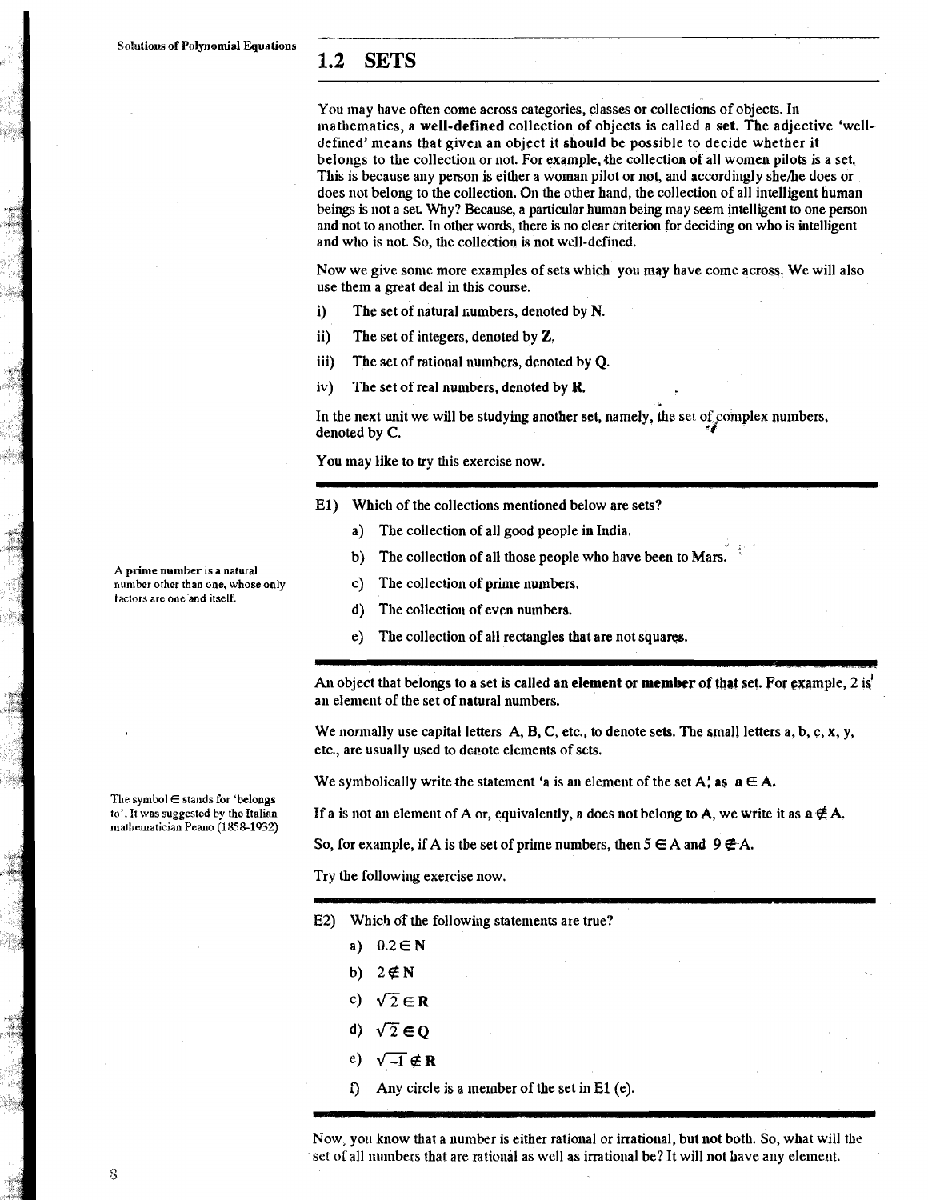## 1.2 SETS

You may have often come across categories, classes or collections of objects. In mathematics, a **well-defined** collection of objects is called a **set**. The adjective 'well-defined' means that given an object it should be possible to decide whether it belongs to the collection or not. For example, the collection of all women pilots is a set. This is because any person is either a woman pilot or not, and accordingly she/he does or does not belong to the collection. On the other hand, the collection of all intelligent human beings is not a set. Why? Because, a particular human being may seem intelligent to one person and not to another. In other words, there is no clear criterion for deciding on who is intelligent and who is not. So, the collection is not well-defined.

Now we give some more examples of sets which you may have come across. We will also use them a great deal in this course.

i) The set of natural numbers, denoted by **N**.

ii) The set of integers, denoted by **Z**.

iii) The set of rational numbers, denoted by **Q**.

iv) The set of real numbers, denoted by **R**.

In the next unit we will be studying another set, namely, the set of complex numbers, denoted by **C**.

You may like to try this exercise now.

E1) Which of the collections mentioned below are sets?

a) The collection of all good people in India.

b) The collection of all those people who have been to Mars.

c) The collection of prime numbers.

d) The collection of even numbers.

e) The collection of all rectangles that are not squares.

**A prime number** is a natural number other than one, whose only factors are one and itself.

An object that belongs to a set is called **an element or member** of that set. For example, 2 is an element of the set of natural numbers.

We normally use capital letters A, B, C, etc., to denote sets. The small letters a, b, c, x, y, etc., are usually used to denote elements of sets.

We symbolically write the statement 'a is an element of the set A' as $a \in A$.

If a is not an element of A or, equivalently, a does not belong to A, we write it as $a \notin A$.

So, for example, if A is the set of prime numbers, then $5 \in A$ and $9 \notin A$.

The symbol $\in$ stands for 'belongs to'. It was suggested by the Italian mathematician Peano (1858-1932)

Try the following exercise now.

E2) Which of the following statements are true?

a) $0.2 \in \mathbf{N}$

b) $2 \notin \mathbf{N}$

c) $\sqrt{2} \in \mathbf{R}$

d) $\sqrt{2} \in \mathbf{Q}$

e) $\sqrt{-1} \notin \mathbf{R}$

f) Any circle is a member of the set in E1 (e).

Now, you know that a number is either rational or irrational, but not both. So, what will the set of all numbers that are rational as well as irrational be? It will not have any element.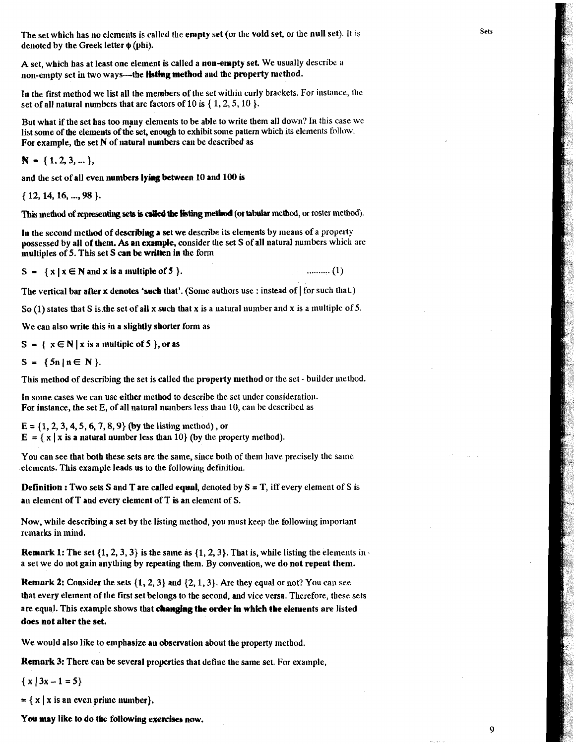The set which has no elements is called the **empty set** (or the **void set**, or the **null set**). It is denoted by the Greek letter $\phi$ (phi).

A set, which has at least one element is called a **non-empty set**. We usually describe a non-empty set in two ways—the **listing method** and the **property method.**

In the first method we list all the members of the set within curly brackets. For instance, the set of all natural numbers that are factors of 10 is $\{ 1, 2, 5, 10 \}$.

But what if the set has too many elements to be able to write them all down? In this case we list some of the elements of the set, enough to exhibit some pattern which its elements follow. For example, the set $\mathbf{N}$ of natural numbers can be described as

$\mathbf{N} = \{ 1, 2, 3, \ldots \}$,

and the set of all even numbers lying between 10 and 100 is

$\{ 12, 14, 16, \ldots, 98 \}$.

This method of representing sets is called the **listing method** (or **tabular** method, or roster method).

In the second method of describing a set we describe its elements by means of a property possessed by all of them. As an example, consider the set S of all natural numbers which are multiples of 5. This set S can be written in the form

$$S = \{ x \mid x \in \mathbf{N} \text{ and } x \text{ is a multiple of } 5 \}. \qquad \ldots\ldots\ldots (1)$$

The vertical bar after x denotes 'such that'. (Some authors use : instead of | for such that.)

So (1) states that S is the set of all x such that x is a natural number and x is a multiple of 5.

We can also write this in a slightly shorter form as

$S = \{ x \in \mathbf{N} \mid x \text{ is a multiple of } 5 \}$, or as

$S = \{ 5n \mid n \in \mathbf{N} \}$.

This method of describing the set is called the **property method** or the set - builder method.

In some cases we can use either method to describe the set under consideration.
For instance, the set E, of all natural numbers less than 10, can be described as

$E = \{1, 2, 3, 4, 5, 6, 7, 8, 9\}$ (by the listing method), or
$E = \{ x \mid x \text{ is a natural number less than } 10\}$ (by the property method).

You can see that both these sets are the same, since both of them have precisely the same elements. This example leads us to the following definition.

**Definition :** Two sets S and T are called **equal**, denoted by $S = T$, iff every element of S is an element of T and every element of T is an element of S.

Now, while describing a set by the listing method, you must keep the following important remarks in mind.

**Remark 1:** The set $\{1, 2, 3, 3\}$ is the same as $\{1, 2, 3\}$. That is, while listing the elements in a set we do not gain anything by repeating them. By convention, we **do not repeat them.**

**Remark 2:** Consider the sets $\{1, 2, 3\}$ and $\{2, 1, 3\}$. Are they equal or not? You can see that every element of the first set belongs to the second, and vice versa. Therefore, these sets are equal. This example shows that **changing the order in which the elements are listed does not alter the set.**

We would also like to emphasize an observation about the property method.

**Remark 3:** There can be several properties that define the same set. For example,

$\{ x \mid 3x - 1 = 5\}$

$= \{ x \mid x \text{ is an even prime number}\}$.

**You may like to do the following exercises now.**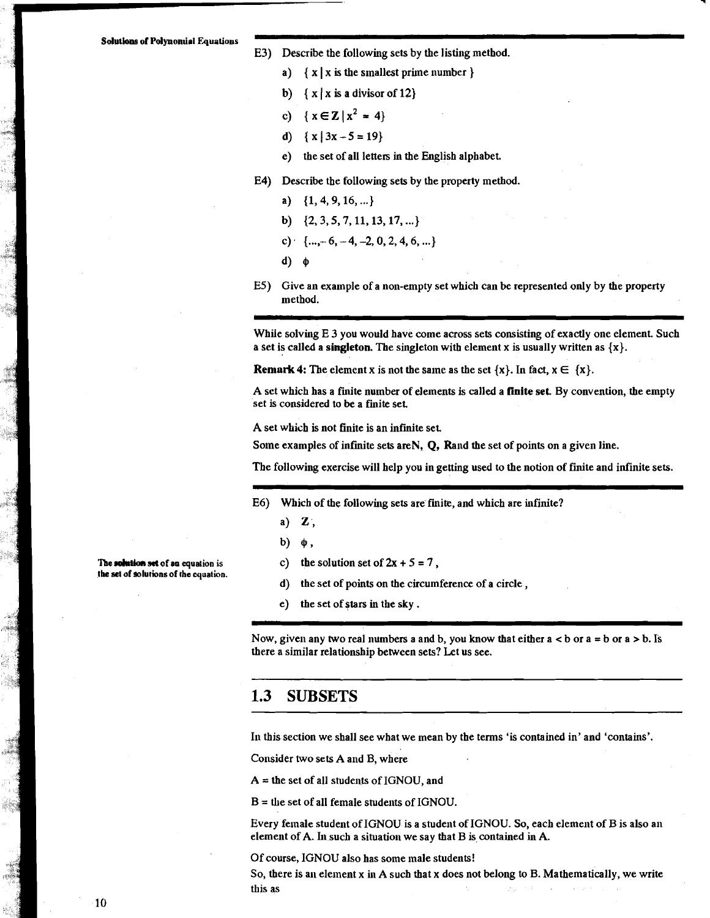E3) Describe the following sets by the listing method.

a) $\{ x \mid x \text{ is the smallest prime number} \}$

b) $\{ x \mid x \text{ is a divisor of } 12 \}$

c) $\{ x \in \mathbf{Z} \mid x^2 = 4 \}$

d) $\{ x \mid 3x - 5 = 19 \}$

e) the set of all letters in the English alphabet.

E4) Describe the following sets by the property method.

a) $\{1, 4, 9, 16, \ldots\}$

b) $\{2, 3, 5, 7, 11, 13, 17, \ldots\}$

c) $\{\ldots, -6, -4, -2, 0, 2, 4, 6, \ldots\}$

d) $\phi$

E5) Give an example of a non-empty set which can be represented only by the property method.

While solving E 3 you would have come across sets consisting of exactly one element. Such a set is called a **singleton**. The singleton with element x is usually written as $\{x\}$.

**Remark 4:** The element x is not the same as the set $\{x\}$. In fact, $x \in \{x\}$.

A set which has a finite number of elements is called a **finite set**. By convention, the empty set is considered to be a finite set.

A set which is not finite is an infinite set.

Some examples of infinite sets are **N**, **Q**, **R** and the set of points on a given line.

The following exercise will help you in getting used to the notion of finite and infinite sets.

E6) Which of the following sets are finite, and which are infinite?

a) **Z**,

b) $\phi$,

c) the solution set of $2x + 5 = 7$,

d) the set of points on the circumference of a circle,

e) the set of stars in the sky.

*The **solution set** of an equation is the set of solutions of the equation.*

Now, given any two real numbers a and b, you know that either $a < b$ or $a = b$ or $a > b$. Is there a similar relationship between sets? Let us see.

## 1.3 SUBSETS

In this section we shall see what we mean by the terms 'is contained in' and 'contains'.

Consider two sets A and B, where

A = the set of all students of IGNOU, and

B = the set of all female students of IGNOU.

Every female student of IGNOU is a student of IGNOU. So, each element of B is also an element of A. In such a situation we say that B is contained in A.

Of course, IGNOU also has some male students!

So, there is an element x in A such that x does not belong to B. Mathematically, we write this as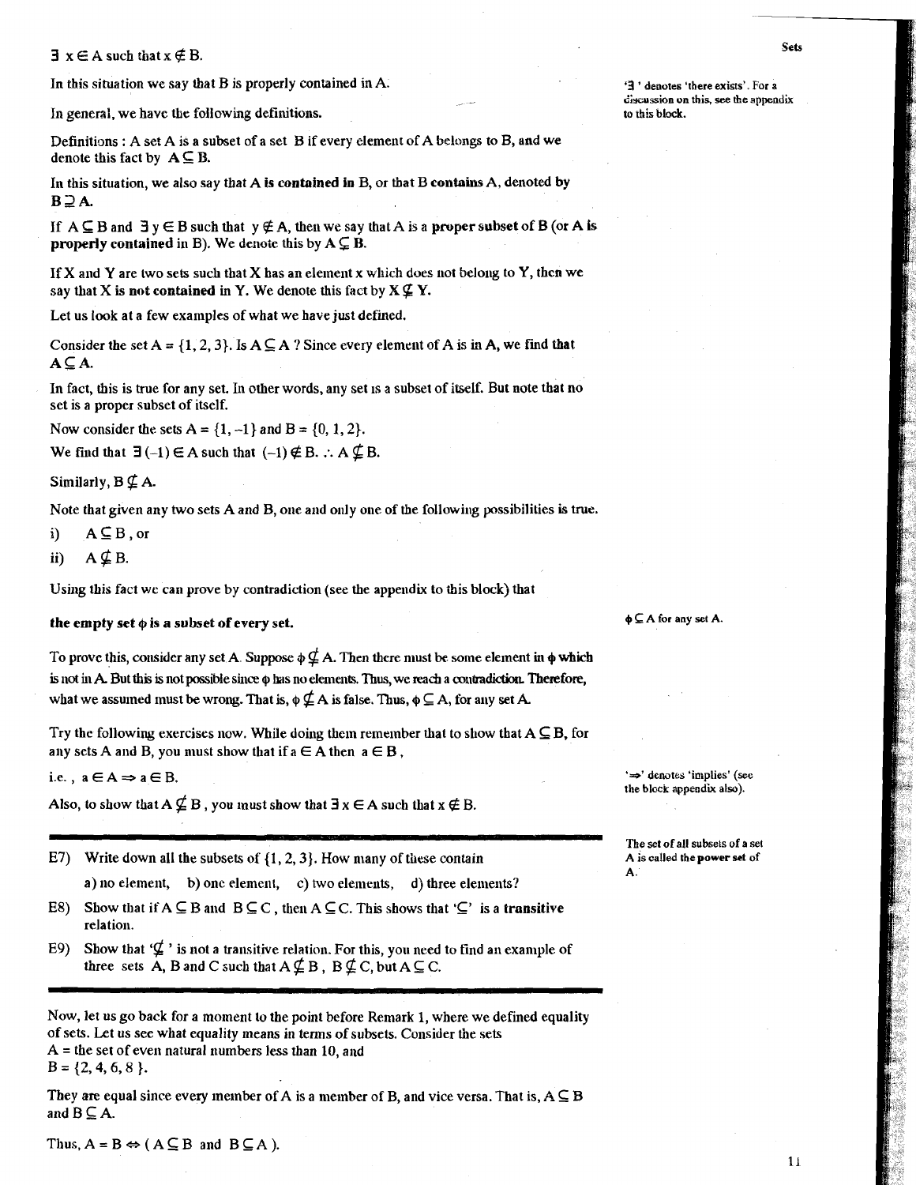$\exists$ x $\in$ A such that x $\notin$ B.

In this situation we say that B is properly contained in A.

'$\exists$' denotes 'there exists'. For a discussion on this, see the appendix to this block.

In general, we have the following definitions.

Definitions : A set A is a subset of a set B if every element of A belongs to B, and we denote this fact by $A \subseteq B$.

In this situation, we also say that A **is contained in** B, or that B **contains** A, denoted by $B \supseteq A$.

If $A \subseteq B$ and $\exists$ y $\in$ B such that y $\notin$ A, then we say that A is a **proper subset** of B (or **A is properly contained** in B). We denote this by $A \subsetneq B$.

If X and Y are two sets such that X has an element x which does not belong to Y, then we say that X **is not contained** in Y. We denote this fact by $X \not\subseteq Y$.

Let us look at a few examples of what we have just defined.

Consider the set A = {1, 2, 3}. Is $A \subseteq A$ ? Since every element of A is in A, we find that $A \subseteq A$.

In fact, this is true for any set. In other words, any set is a subset of itself. But note that no set is a proper subset of itself.

Now consider the sets A = {1, –1} and B = {0, 1, 2}.

We find that $\exists$ (–1) $\in$ A such that (–1) $\notin$ B. $\therefore$ $A \not\subseteq B$.

Similarly, $B \not\subseteq A$.

Note that given any two sets A and B, one and only one of the following possibilities is true.

i) $A \subseteq B$, or

ii) $A \not\subseteq B$.

Using this fact we can prove by contradiction (see the appendix to this block) that

**the empty set $\phi$ is a subset of every set.**

$\phi \subseteq A$ for any set A.

To prove this, consider any set A. Suppose $\phi \not\subseteq A$. Then there must be some element in $\phi$ which is not in A. But this is not possible since $\phi$ has no elements. Thus, we reach a contradiction. Therefore, what we assumed must be wrong. That is, $\phi \not\subseteq A$ is false. Thus, $\phi \subseteq A$, for any set A.

Try the following exercises now. While doing them remember that to show that $A \subseteq B$, for any sets A and B, you must show that if a $\in$ A then a $\in$ B,

i.e., a $\in$ A $\Rightarrow$ a $\in$ B.

'$\Rightarrow$' denotes 'implies' (see the block appendix also).

Also, to show that $A \not\subseteq B$, you must show that $\exists$ x $\in$ A such that x $\notin$ B.

---

E7) Write down all the subsets of {1, 2, 3}. How many of these contain

a) no element, b) one element, c) two elements, d) three elements?

The set of all subsets of a set A is called the **power set** of A.

E8) Show that if $A \subseteq B$ and $B \subseteq C$, then $A \subseteq C$. This shows that '$\subseteq$' is a **transitive** relation.

E9) Show that '$\not\subseteq$' is not a transitive relation. For this, you need to find an example of three sets A, B and C such that $A \not\subseteq B$, $B \not\subseteq C$, but $A \subseteq C$.

---

Now, let us go back for a moment to the point before Remark 1, where we defined equality of sets. Let us see what equality means in terms of subsets. Consider the sets

A = the set of even natural numbers less than 10, and

B = {2, 4, 6, 8 }.

They are equal since every member of A is a member of B, and vice versa. That is, $A \subseteq B$ and $B \subseteq A$.

Thus, $A = B \Leftrightarrow (A \subseteq B$ and $B \subseteq A)$.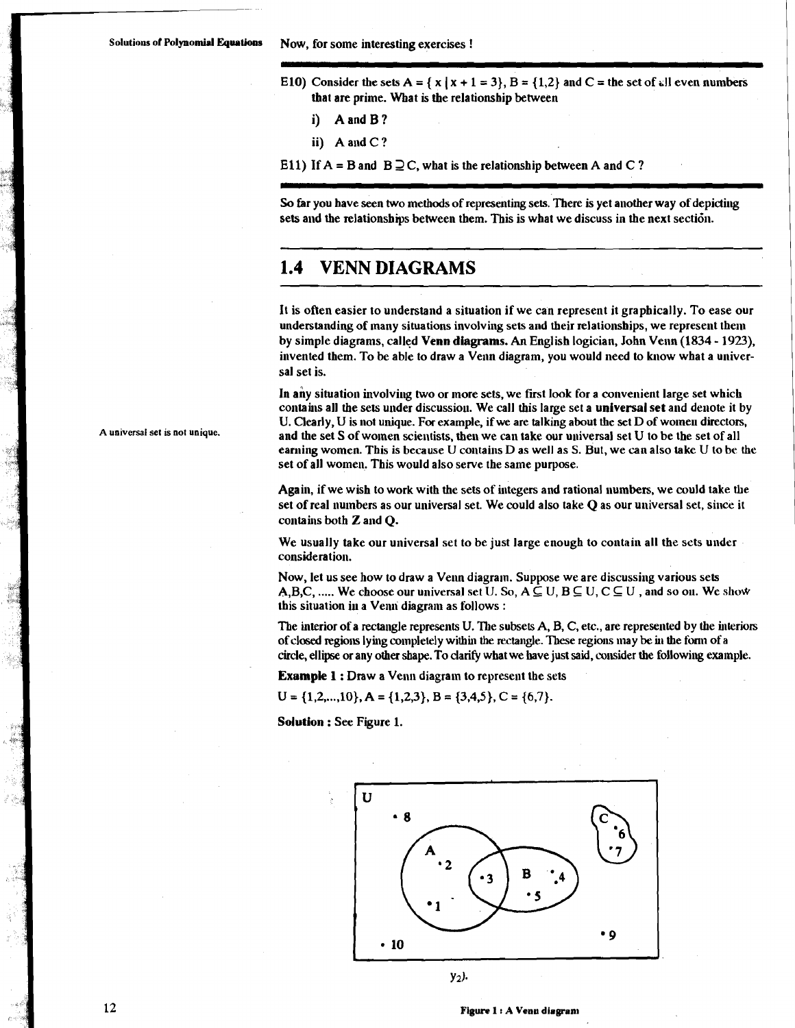Now, for some interesting exercises !

E10) Consider the sets $A = \{ x \mid x + 1 = 3\}$, $B = \{1,2\}$ and C = the set of all even numbers that are prime. What is the relationship between

i) A and B ?

ii) A and C ?

E11) If $A = B$ and $B \supseteq C$, what is the relationship between A and C ?

So far you have seen two methods of representing sets. There is yet another way of depicting sets and the relationships between them. This is what we discuss in the next section.

## 1.4 VENN DIAGRAMS

It is often easier to understand a situation if we can represent it graphically. To ease our understanding of many situations involving sets and their relationships, we represent them by simple diagrams, called **Venn diagrams.** An English logician, John Venn (1834 - 1923), invented them. To be able to draw a Venn diagram, you would need to know what a universal set is.

In any situation involving two or more sets, we first look for a convenient large set which contains all the sets under discussion. We call this large set a **universal set** and denote it by U. Clearly, U is not unique. For example, if we are talking about the set D of women directors, and the set S of women scientists, then we can take our universal set U to be the set of all earning women. This is because U contains D as well as S. But, we can also take U to be the set of all women. This would also serve the same purpose.

A universal set is not unique.

Again, if we wish to work with the sets of integers and rational numbers, we could take the set of real numbers as our universal set. We could also take **Q** as our universal set, since it contains both **Z** and **Q**.

We usually take our universal set to be just large enough to contain all the sets under consideration.

Now, let us see how to draw a Venn diagram. Suppose we are discussing various sets A,B,C, ..... We choose our universal set U. So, $A \subseteq U$, $B \subseteq U$, $C \subseteq U$ , and so on. We show this situation in a Venn diagram as follows :

The interior of a rectangle represents U. The subsets A, B, C, etc., are represented by the interiors of closed regions lying completely within the rectangle. These regions may be in the form of a circle, ellipse or any other shape. To clarify what we have just said, consider the following example.

**Example 1 :** Draw a Venn diagram to represent the sets

$U = \{1,2,...,10\}$, $A = \{1,2,3\}$, $B = \{3,4,5\}$, $C = \{6,7\}$.

**Solution :** See Figure 1.

Figure 1 : A Venn diagram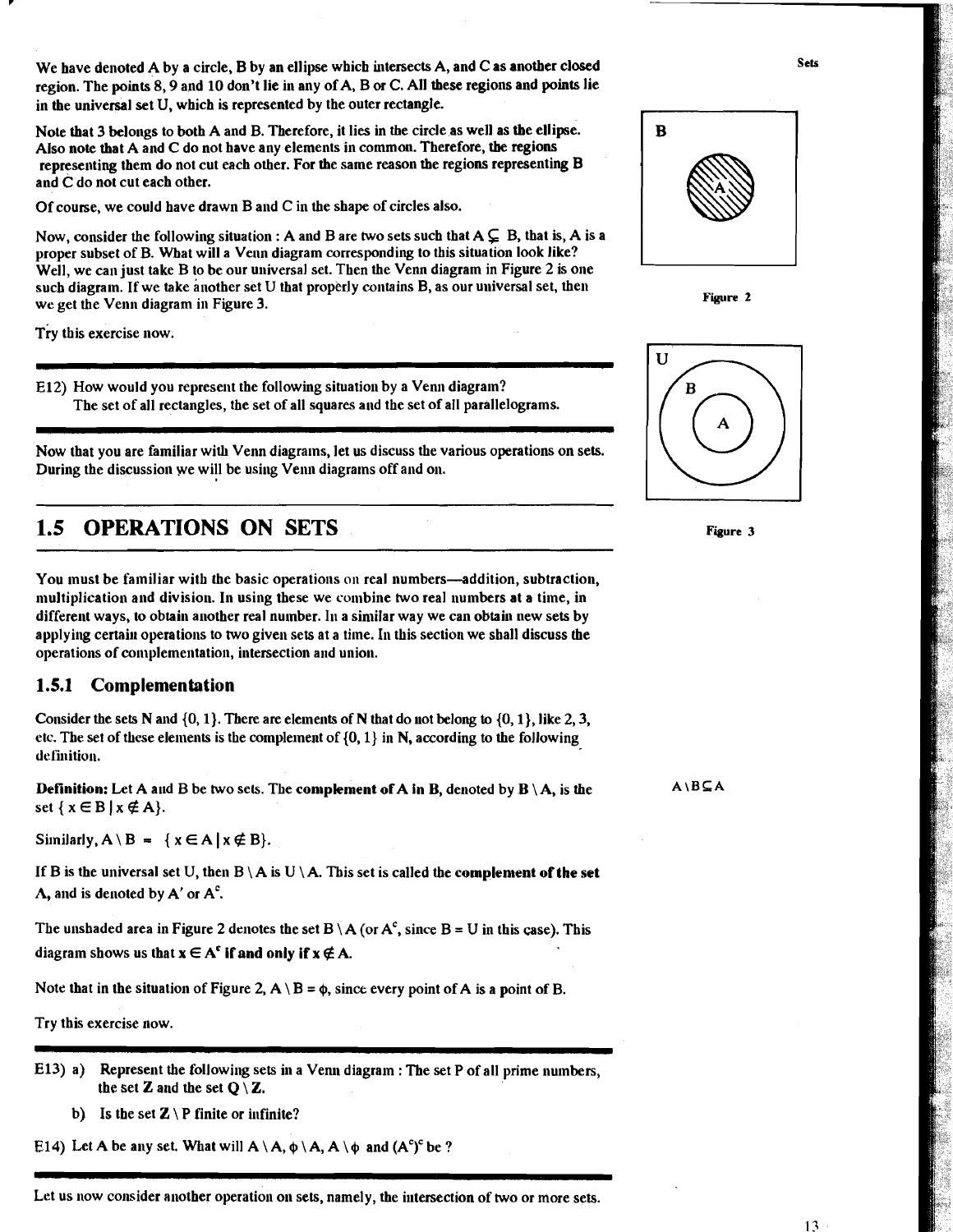We have denoted A by a circle, B by an ellipse which intersects A, and C as another closed region. The points 8, 9 and 10 don't lie in any of A, B or C. All these regions and points lie in the universal set U, which is represented by the outer rectangle.

Note that 3 belongs to both A and B. Therefore, it lies in the circle as well as the ellipse. Also note that A and C do not have any elements in common. Therefore, the regions representing them do not cut each other. For the same reason the regions representing B and C do not cut each other.

Of course, we could have drawn B and C in the shape of circles also.

Now, consider the following situation : A and B are two sets such that $A \subsetneq B$, that is, A is a proper subset of B. What will a Venn diagram corresponding to this situation look like? Well, we can just take B to be our universal set. Then the Venn diagram in Figure 2 is one such diagram. If we take another set U that properly contains B, as our universal set, then we get the Venn diagram in Figure 3.

Figure 2

Figure 3

Try this exercise now.

E12) How would you represent the following situation by a Venn diagram?
The set of all rectangles, the set of all squares and the set of all parallelograms.

Now that you are familiar with Venn diagrams, let us discuss the various operations on sets. During the discussion we will be using Venn diagrams off and on.

## 1.5 OPERATIONS ON SETS

You must be familiar with the basic operations on real numbers—addition, subtraction, multiplication and division. In using these we combine two real numbers at a time, in different ways, to obtain another real number. In a similar way we can obtain new sets by applying certain operations to two given sets at a time. In this section we shall discuss the operations of complementation, intersection and union.

### 1.5.1 Complementation

Consider the sets **N** and $\{0, 1\}$. There are elements of **N** that do not belong to $\{0, 1\}$, like 2, 3, etc. The set of these elements is the complement of $\{0, 1\}$ in **N**, according to the following definition.

**Definition:** Let A and B be two sets. The **complement of A in B**, denoted by $B \setminus A$, is the set $\{ x \in B \mid x \notin A\}$.

$A \setminus B \subseteq A$

Similarly, $A \setminus B = \{x \in A \mid x \notin B\}$.

If B is the universal set U, then $B \setminus A$ is $U \setminus A$. This set is called the **complement of the set A**, and is denoted by $A'$ or $A^c$.

The unshaded area in Figure 2 denotes the set $B \setminus A$ (or $A^c$, since B = U in this case). This diagram shows us that **$x \in A^c$ if and only if $x \notin A$.**

Note that in the situation of Figure 2, $A \setminus B = \phi$, since every point of A is a point of B.

Try this exercise now.

E13) a) Represent the following sets in a Venn diagram : The set P of all prime numbers, the set **Z** and the set $\mathbf{Q} \setminus \mathbf{Z}$.

b) Is the set $\mathbf{Z} \setminus P$ finite or infinite?

E14) Let A be any set. What will $A \setminus A$, $\phi \setminus A$, $A \setminus \phi$ and $(A^c)^c$ be ?

Let us now consider another operation on sets, namely, the intersection of two or more sets.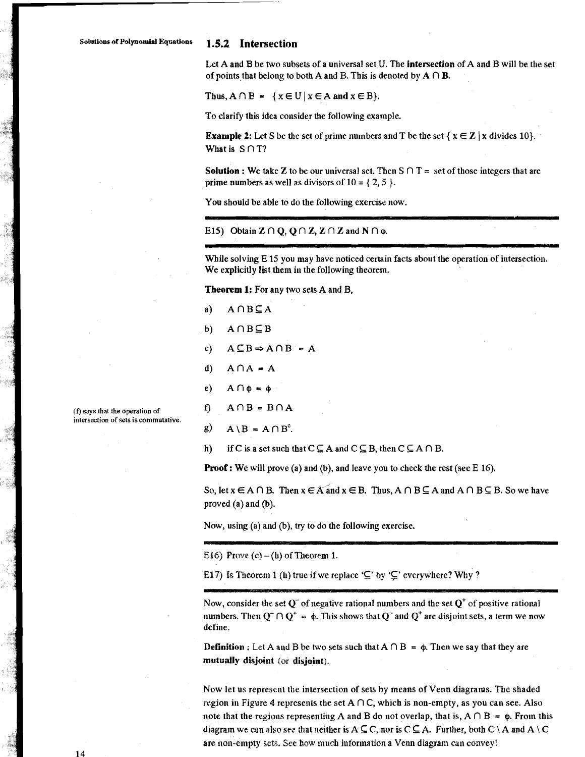### 1.5.2 Intersection

Let A and B be two subsets of a universal set U. The **intersection** of A and B will be the set of points that belong to both A and B. This is denoted by **A ∩ B**.

Thus, $A \cap B = \{x \in U \mid x \in A$ **and** $x \in B\}$.

To clarify this idea consider the following example.

**Example 2:** Let S be the set of prime numbers and T be the set $\{ x \in Z \mid x$ divides $10\}$. What is $S \cap T$?

**Solution :** We take Z to be our universal set. Then $S \cap T$ = set of those integers that are prime numbers as well as divisors of $10 = \{ 2, 5 \}$.

You should be able to do the following exercise now.

---

E15) Obtain $\mathbf{Z} \cap \mathbf{Q}$, $\mathbf{Q} \cap \mathbf{Z}$, $\mathbf{Z} \cap \mathbf{Z}$ and $\mathbf{N} \cap \phi$.

---

While solving E 15 you may have noticed certain facts about the operation of intersection. We explicitly list them in the following theorem.

**Theorem 1:** For any two sets A and B,

a) $A \cap B \subseteq A$

b) $A \cap B \subseteq B$

c) $A \subseteq B \Rightarrow A \cap B = A$

d) $A \cap A = A$

e) $A \cap \phi = \phi$

f) $A \cap B = B \cap A$

(f) says that the operation of intersection of sets is commutative.

g) $A \setminus B = A \cap B^c$.

h) if C is a set such that $C \subseteq A$ and $C \subseteq B$, then $C \subseteq A \cap B$.

**Proof :** We will prove (a) and (b), and leave you to check the rest (see E 16).

So, let $x \in A \cap B$. Then $x \in A$ and $x \in B$. Thus, $A \cap B \subseteq A$ and $A \cap B \subseteq B$. So we have proved (a) and (b).

Now, using (a) and (b), try to do the following exercise.

---

E16) Prove (c) – (h) of Theorem 1.

E17) Is Theorem 1 (h) true if we replace '$\subseteq$' by '$\subsetneq$' everywhere? Why ?

---

Now, consider the set $Q^-$ of negative rational numbers and the set $Q^+$ of positive rational numbers. Then $Q^- \cap Q^+ = \phi$. This shows that $Q^-$ and $Q^+$ are disjoint sets, a term we now define.

**Definition :** Let A and B be two sets such that $A \cap B = \phi$. Then we say that they are **mutually disjoint** (or **disjoint**).

Now let us represent the intersection of sets by means of Venn diagrams. The shaded region in Figure 4 represents the set $A \cap C$, which is non-empty, as you can see. Also note that the regions representing A and B do not overlap, that is, $A \cap B = \phi$. From this diagram we can also see that neither is $A \subseteq C$, nor is $C \subseteq A$. Further, both $C \setminus A$ and $A \setminus C$ are non-empty sets. See how much information a Venn diagram can convey!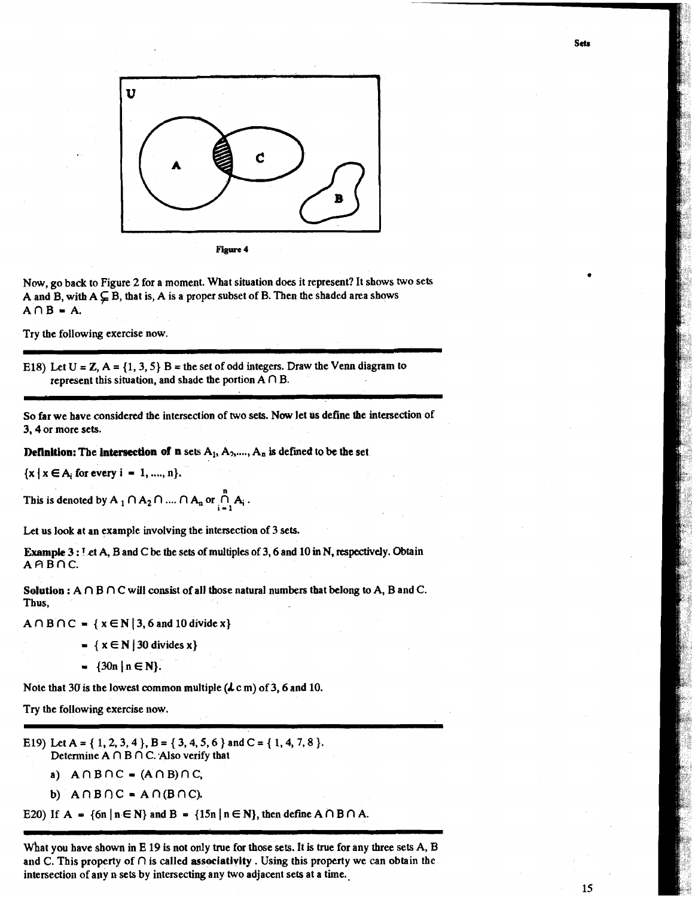Figure 4

Now, go back to Figure 2 for a moment. What situation does it represent? It shows two sets A and B, with $A \subsetneq B$, that is, A is a proper subset of B. Then the shaded area shows $A \cap B = A$.

Try the following exercise now.

---

E18) Let $U = \mathbf{Z}$, $A = \{1, 3, 5\}$ B = the set of odd integers. Draw the Venn diagram to represent this situation, and shade the portion $A \cap B$.

---

So far we have considered the intersection of two sets. Now let us define the intersection of 3, 4 or more sets.

**Definition: The intersection of n** sets $A_1, A_2, \ldots, A_n$ is defined to be the set $\{x \mid x \in A_i \text{ for every } i = 1, \ldots, n\}$.

This is denoted by $A_1 \cap A_2 \cap \ldots \cap A_n$ or $\bigcap_{i=1}^{n} A_i$.

Let us look at an example involving the intersection of 3 sets.

**Example 3 :** Let A, B and C be the sets of multiples of 3, 6 and 10 in **N**, respectively. Obtain $A \cap B \cap C$.

**Solution :** $A \cap B \cap C$ will consist of all those natural numbers that belong to A, B and C. Thus,

$$A \cap B \cap C = \{x \in \mathbf{N} \mid 3, 6 \text{ and } 10 \text{ divide } x\}$$

$$= \{x \in \mathbf{N} \mid 30 \text{ divides } x\}$$

$$= \{30n \mid n \in \mathbf{N}\}.$$

Note that 30 is the lowest common multiple (*l* c m) of 3, 6 and 10.

Try the following exercise now.

---

E19) Let $A = \{1, 2, 3, 4\}$, $B = \{3, 4, 5, 6\}$ and $C = \{1, 4, 7, 8\}$. Determine $A \cap B \cap C$. Also verify that

a) $A \cap B \cap C = (A \cap B) \cap C$,

b) $A \cap B \cap C = A \cap (B \cap C)$.

E20) If $A = \{6n \mid n \in \mathbf{N}\}$ and $B = \{15n \mid n \in \mathbf{N}\}$, then define $A \cap B \cap A$.

---

What you have shown in E 19 is not only true for those sets. It is true for any three sets A, B and C. This property of $\cap$ is called **associativity**. Using this property we can obtain the intersection of any n sets by intersecting any two adjacent sets at a time.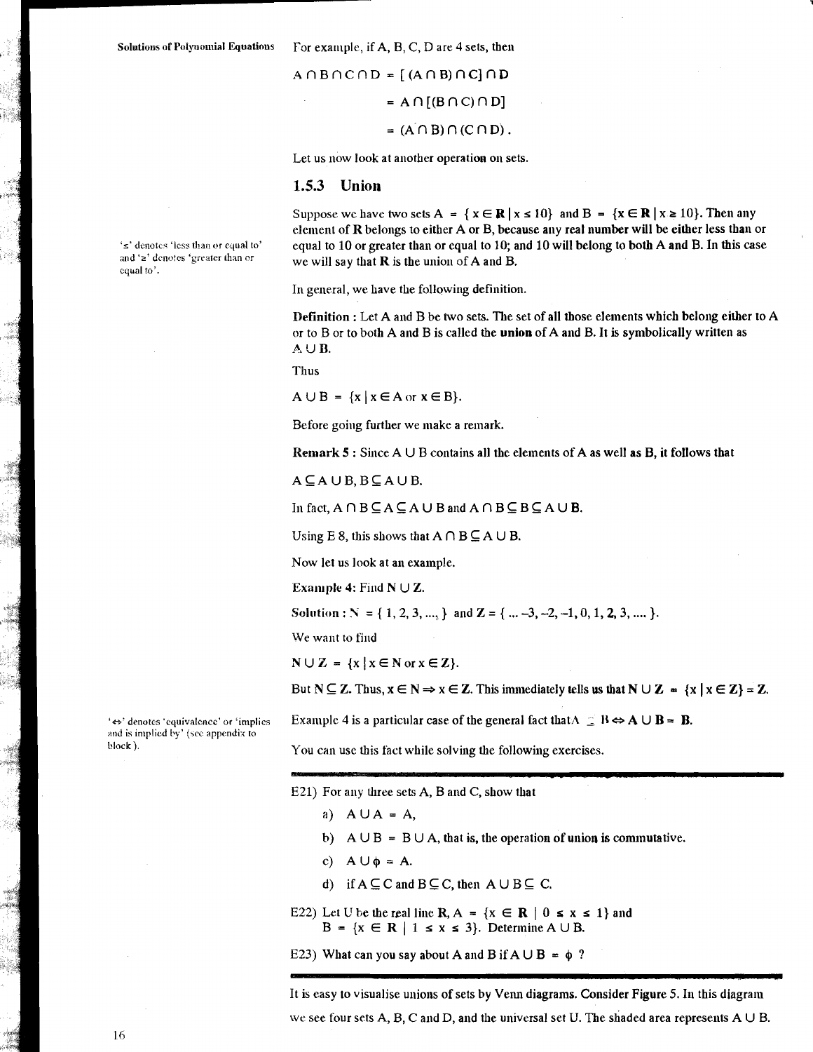For example, if A, B, C, D are 4 sets, then

$$A \cap B \cap C \cap D = [(A \cap B) \cap C] \cap D$$
$$= A \cap [(B \cap C) \cap D]$$
$$= (A \cap B) \cap (C \cap D).$$

Let us now look at another operation on sets.

### 1.5.3 Union

Suppose we have two sets $A = \{x \in \mathbf{R} \mid x \leq 10\}$ and $B = \{x \in \mathbf{R} \mid x \geq 10\}$. Then any element of **R** belongs to either A or B, because any real number will be either less than or equal to 10 or greater than or equal to 10; and 10 will belong to both A and B. In this case we will say that **R** is the union of A and B.

'$\leq$' denotes 'less than or equal to' and '$\geq$' denotes 'greater than or equal to'.

In general, we have the following definition.

**Definition :** Let A and B be two sets. The set of all those elements which belong either to A or to B or to both A and B is called the **union** of A and B. It is symbolically written as $A \cup B$.

Thus

$$A \cup B = \{x \mid x \in A \text{ or } x \in B\}.$$

Before going further we make a remark.

**Remark 5 :** Since $A \cup B$ contains all the elements of A as well as B, it follows that

$A \subseteq A \cup B$, $B \subseteq A \cup B$.

In fact, $A \cap B \subseteq A \subseteq A \cup B$ and $A \cap B \subseteq B \subseteq A \cup B$.

Using E 8, this shows that $A \cap B \subseteq A \cup B$.

Now let us look at an example.

**Example 4:** Find $\mathbf{N} \cup \mathbf{Z}$.

**Solution :** $\mathbf{N} = \{1, 2, 3, \ldots\}$ and $\mathbf{Z} = \{\ldots -3, -2, -1, 0, 1, 2, 3, \ldots\}$.

We want to find

$$\mathbf{N} \cup \mathbf{Z} = \{x \mid x \in \mathbf{N} \text{ or } x \in \mathbf{Z}\}.$$

But $\mathbf{N} \subseteq \mathbf{Z}$. Thus, $x \in \mathbf{N} \Rightarrow x \in \mathbf{Z}$. This immediately tells us that $\mathbf{N} \cup \mathbf{Z} = \{x \mid x \in \mathbf{Z}\} = \mathbf{Z}$.

'$\Leftrightarrow$' denotes 'equivalence' or 'implies and is implied by' (see appendix to block).

Example 4 is a particular case of the general fact that $A \subseteq B \Leftrightarrow A \cup B = B$.

You can use this fact while solving the following exercises.

---

E21) For any three sets A, B and C, show that

a) $A \cup A = A$,

b) $A \cup B = B \cup A$, that is, the operation of union is commutative.

c) $A \cup \phi = A$.

d) if $A \subseteq C$ and $B \subseteq C$, then $A \cup B \subseteq C$.

E22) Let U be the real line **R**, $A = \{x \in \mathbf{R} \mid 0 \leq x \leq 1\}$ and $B = \{x \in \mathbf{R} \mid 1 \leq x \leq 3\}$. Determine $A \cup B$.

E23) What can you say about A and B if $A \cup B = \phi$ ?

---

It is easy to visualise unions of sets by Venn diagrams. Consider Figure 5. In this diagram we see four sets A, B, C and D, and the universal set U. The shaded area represents $A \cup B$.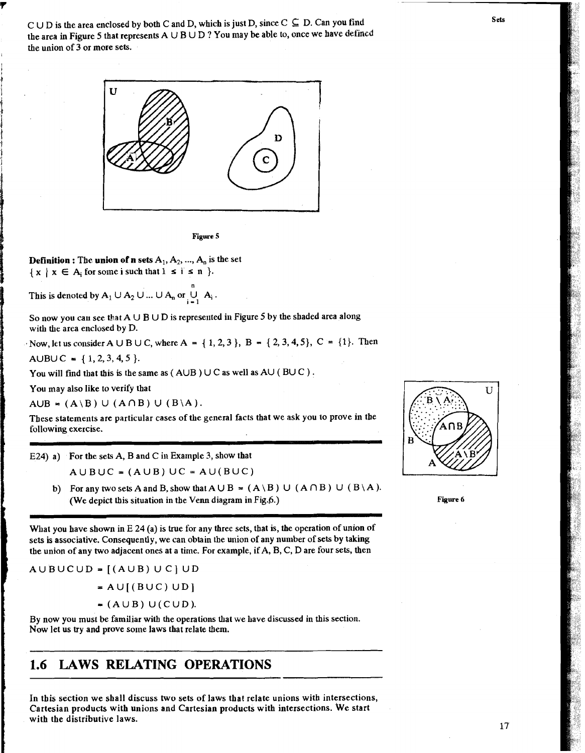$C \cup D$ is the area enclosed by both C and D, which is just D, since $C \subseteq D$. Can you find the area in Figure 5 that represents $A \cup B \cup D$ ? You may be able to, once we have defined the union of 3 or more sets.

Figure 5

**Definition : The union of n sets** $A_1, A_2, ..., A_n$ is the set $\{ x \mid x \in A_i$ for some i such that $1 \leq i \leq n \}$.

This is denoted by $A_1 \cup A_2 \cup ... \cup A_n$ or $\bigcup_{i=1}^{n} A_i$ .

So now you can see that $A \cup B \cup D$ is represented in Figure 5 by the shaded area along with the area enclosed by D.

Now, let us consider $A \cup B \cup C$, where $A = \{1, 2, 3\}$, $B = \{2, 3, 4, 5\}$, $C = \{1\}$. Then

$A \cup B \cup C = \{1, 2, 3, 4, 5\}$.

You will find that this is the same as $(A \cup B) \cup C$ as well as $A \cup (B \cup C)$.

You may also like to verify that

$A \cup B = (A \setminus B) \cup (A \cap B) \cup (B \setminus A)$.

These statements are particular cases of the general facts that we ask you to prove in the following exercise.

---

E24) a) For the sets A, B and C in Example 3, show that

$A \cup B \cup C = (A \cup B) \cup C = A \cup (B \cup C)$

b) For any two sets A and B, show that $A \cup B = (A \setminus B) \cup (A \cap B) \cup (B \setminus A)$. (We depict this situation in the Venn diagram in Fig.6.)

---

Figure 6

What you have shown in E 24 (a) is true for any three sets, that is, the operation of union of sets is associative. Consequently, we can obtain the union of any number of sets by taking the union of any two adjacent ones at a time. For example, if A, B, C, D are four sets, then

$$A \cup B \cup C \cup D = [(A \cup B) \cup C] \cup D$$
$$= A \cup [(B \cup C) \cup D]$$
$$= (A \cup B) \cup (C \cup D).$$

By now you must be familiar with the operations that we have discussed in this section. Now let us try and prove some laws that relate them.

## 1.6 LAWS RELATING OPERATIONS

In this section we shall discuss two sets of laws that relate unions with intersections, Cartesian products with unions and Cartesian products with intersections. We start with the distributive laws.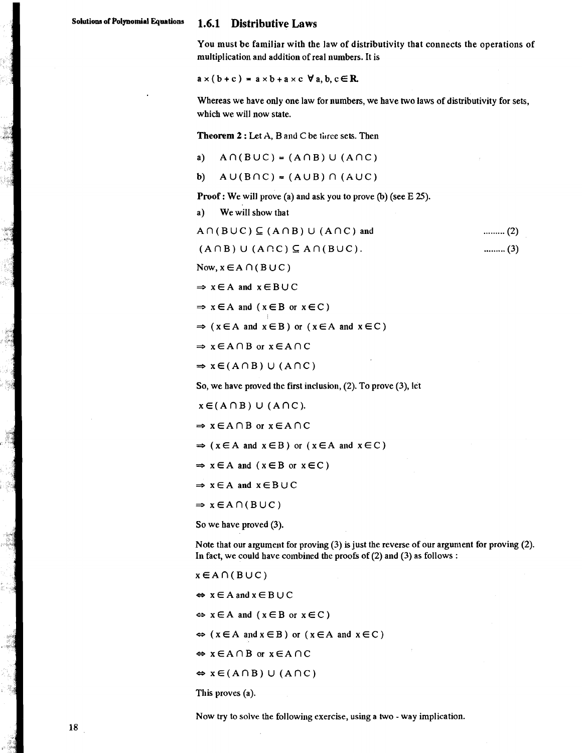### 1.6.1 Distributive Laws

You must be familiar with the law of distributivity that connects the operations of multiplication and addition of real numbers. It is

$a \times (b + c) = a \times b + a \times c \;\; \forall\, a, b, c \in \mathbf{R}.$

Whereas we have only one law for numbers, we have two laws of distributivity for sets, which we will now state.

**Theorem 2 :** Let A, B and C be three sets. Then

a) $A \cap (B \cup C) = (A \cap B) \cup (A \cap C)$

b) $A \cup (B \cap C) = (A \cup B) \cap (A \cup C)$

**Proof :** We will prove (a) and ask you to prove (b) (see E 25).

a) We will show that

$A \cap (B \cup C) \subseteq (A \cap B) \cup (A \cap C)$ and ......... (2)

$(A \cap B) \cup (A \cap C) \subseteq A \cap (B \cup C).$ ......... (3)

Now, $x \in A \cap (B \cup C)$

$\Rightarrow x \in A$ and $x \in B \cup C$

$\Rightarrow x \in A$ and ($x \in B$ or $x \in C$)

$\Rightarrow$ ($x \in A$ and $x \in B$) or ($x \in A$ and $x \in C$)

$\Rightarrow x \in A \cap B$ or $x \in A \cap C$

$\Rightarrow x \in (A \cap B) \cup (A \cap C)$

So, we have proved the first inclusion, (2). To prove (3), let

$x \in (A \cap B) \cup (A \cap C).$

$\Rightarrow x \in A \cap B$ or $x \in A \cap C$

$\Rightarrow$ ($x \in A$ and $x \in B$) or ($x \in A$ and $x \in C$)

$\Rightarrow x \in A$ and ($x \in B$ or $x \in C$)

$\Rightarrow x \in A$ and $x \in B \cup C$

$\Rightarrow x \in A \cap (B \cup C)$

So we have proved (3).

Note that our argument for proving (3) is just the reverse of our argument for proving (2). In fact, we could have combined the proofs of (2) and (3) as follows :

$x \in A \cap (B \cup C)$

$\Leftrightarrow x \in A$ and $x \in B \cup C$

$\Leftrightarrow x \in A$ and ($x \in B$ or $x \in C$)

$\Leftrightarrow$ ($x \in A$ and $x \in B$) or ($x \in A$ and $x \in C$)

$\Leftrightarrow x \in A \cap B$ or $x \in A \cap C$

$\Leftrightarrow x \in (A \cap B) \cup (A \cap C)$

This proves (a).

Now try to solve the following exercise, using a two - way implication.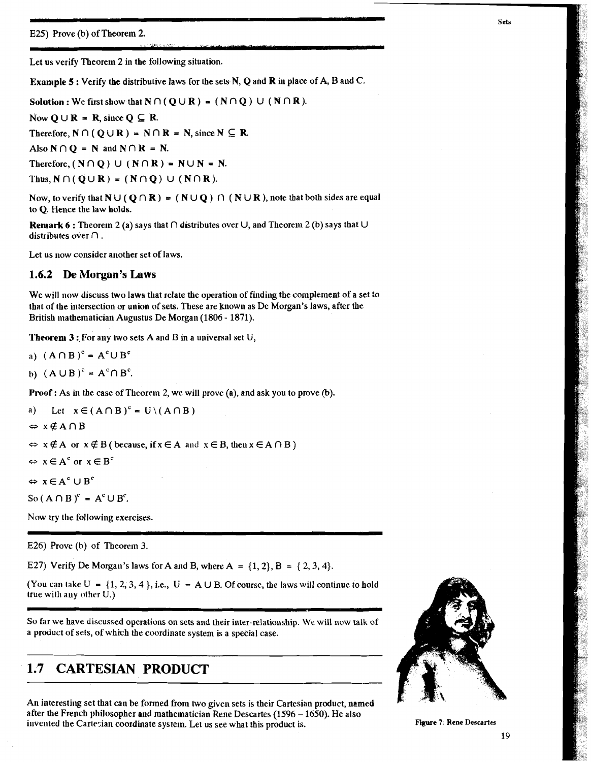E25) Prove (b) of Theorem 2.

Let us verify Theorem 2 in the following situation.

**Example 5 :** Verify the distributive laws for the sets **N**, **Q** and **R** in place of A, B and C.

**Solution :** We first show that $\mathbf{N} \cap (\mathbf{Q} \cup \mathbf{R}) = (\mathbf{N} \cap \mathbf{Q}) \cup (\mathbf{N} \cap \mathbf{R})$.

Now $\mathbf{Q} \cup \mathbf{R} = \mathbf{R}$, since $\mathbf{Q} \subseteq \mathbf{R}$.

Therefore, $\mathbf{N} \cap (\mathbf{Q} \cup \mathbf{R}) = \mathbf{N} \cap \mathbf{R} = \mathbf{N}$, since $\mathbf{N} \subseteq \mathbf{R}$.

Also $\mathbf{N} \cap \mathbf{Q} = \mathbf{N}$ and $\mathbf{N} \cap \mathbf{R} = \mathbf{N}$.

Therefore, $(\mathbf{N} \cap \mathbf{Q}) \cup (\mathbf{N} \cap \mathbf{R}) = \mathbf{N} \cup \mathbf{N} = \mathbf{N}$.

Thus, $\mathbf{N} \cap (\mathbf{Q} \cup \mathbf{R}) = (\mathbf{N} \cap \mathbf{Q}) \cup (\mathbf{N} \cap \mathbf{R})$.

Now, to verify that $\mathbf{N} \cup (\mathbf{Q} \cap \mathbf{R}) = (\mathbf{N} \cup \mathbf{Q}) \cap (\mathbf{N} \cup \mathbf{R})$, note that both sides are equal to **Q**. Hence the law holds.

**Remark 6 :** Theorem 2 (a) says that $\cap$ distributes over $\cup$, and Theorem 2 (b) says that $\cup$ distributes over $\cap$.

Let us now consider another set of laws.

### 1.6.2 De Morgan's Laws

We will now discuss two laws that relate the operation of finding the complement of a set to that of the intersection or union of sets. These are known as De Morgan's laws, after the British mathematician Augustus De Morgan (1806 - 1871).

**Theorem 3 :** For any two sets A and B in a universal set U,

a) $(A \cap B)^c = A^c \cup B^c$

b) $(A \cup B)^c = A^c \cap B^c$.

**Proof :** As in the case of Theorem 2, we will prove (a), and ask you to prove (b).

a) Let $x \in (A \cap B)^c = U \setminus (A \cap B)$

$\Leftrightarrow x \notin A \cap B$

$\Leftrightarrow x \notin A$ or $x \notin B$ ( because, if $x \in A$ and $x \in B$, then $x \in A \cap B$ )

$\Leftrightarrow x \in A^c$ or $x \in B^c$

$\Leftrightarrow x \in A^c \cup B^c$

So $(A \cap B)^c = A^c \cup B^c$.

Now try the following exercises.

E26) Prove (b) of Theorem 3.

E27) Verify De Morgan's laws for A and B, where $A = \{1, 2\}$, $B = \{2, 3, 4\}$.

(You can take $U = \{1, 2, 3, 4\}$, i.e., $U = A \cup B$. Of course, the laws will continue to hold true with any other U.)

So far we have discussed operations on sets and their inter-relationship. We will now talk of a product of sets, of which the coordinate system is a special case.

## 1.7 CARTESIAN PRODUCT

An interesting set that can be formed from two given sets is their Cartesian product, named after the French philosopher and mathematician Rene Descartes (1596 – 1650). He also invented the Cartesian coordinate system. Let us see what this product is.

**Figure 7: Rene Descartes**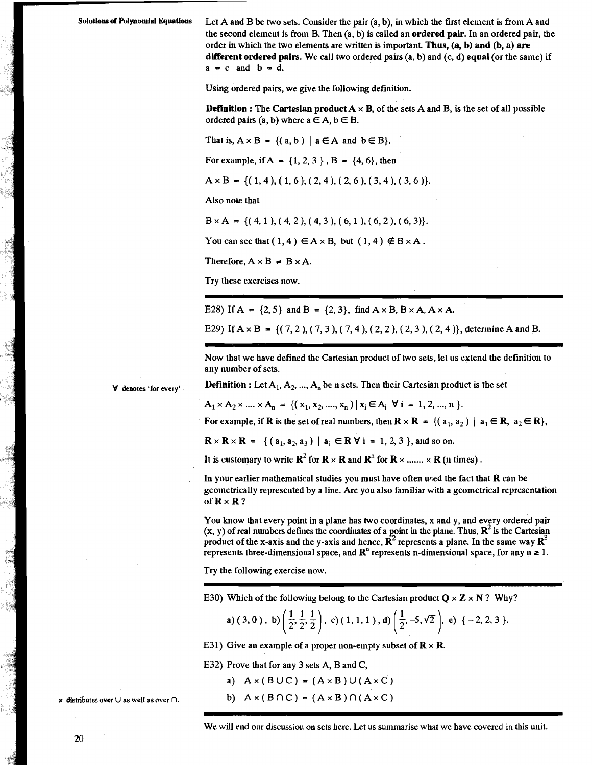Let A and B be two sets. Consider the pair (a, b), in which the first element is from A and the second element is from B. Then (a, b) is called an **ordered pair.** In an ordered pair, the order in which the two elements are written is important. **Thus, (a, b) and (b, a) are different ordered pairs.** We call two ordered pairs (a, b) and (c, d) **equal** (or the same) if $a = c$ and $b = d$.

Using ordered pairs, we give the following definition.

**Definition : The Cartesian product** $A \times B$, of the sets A and B, is the set of all possible ordered pairs (a, b) where $a \in A$, $b \in B$.

That is, $A \times B = \{(a, b) \mid a \in A \text{ and } b \in B\}$.

For example, if $A = \{1, 2, 3\}$, $B = \{4, 6\}$, then

$A \times B = \{(1, 4), (1, 6), (2, 4), (2, 6), (3, 4), (3, 6)\}$.

Also note that

$B \times A = \{(4, 1), (4, 2), (4, 3), (6, 1), (6, 2), (6, 3)\}$.

You can see that $(1, 4) \in A \times B$, but $(1, 4) \notin B \times A$.

Therefore, $A \times B \neq B \times A$.

Try these exercises now.

---

E28) If $A = \{2, 5\}$ and $B = \{2, 3\}$, find $A \times B$, $B \times A$, $A \times A$.

E29) If $A \times B = \{(7, 2), (7, 3), (7, 4), (2, 2), (2, 3), (2, 4)\}$, determine A and B.

---

Now that we have defined the Cartesian product of two sets, let us extend the definition to any number of sets.

$\forall$ denotes 'for every'.

**Definition :** Let $A_1, A_2, ..., A_n$ be n sets. Then their Cartesian product is the set

$A_1 \times A_2 \times .... \times A_n = \{(x_1, x_2, ...., x_n) \mid x_i \in A_i \ \forall i = 1, 2, ..., n\}$.

For example, if **R** is the set of real numbers, then $\mathbf{R} \times \mathbf{R} = \{(a_1, a_2) \mid a_1 \in \mathbf{R}, a_2 \in \mathbf{R}\}$,

$\mathbf{R} \times \mathbf{R} \times \mathbf{R} = \{(a_1, a_2, a_3) \mid a_i \in \mathbf{R} \ \forall i = 1, 2, 3\}$, and so on.

It is customary to write $\mathbf{R}^2$ for $\mathbf{R} \times \mathbf{R}$ and $\mathbf{R}^n$ for $\mathbf{R} \times ....... \times \mathbf{R}$ (n times).

In your earlier mathematical studies you must have often used the fact that **R** can be geometrically represented by a line. Are you also familiar with a geometrical representation of $\mathbf{R} \times \mathbf{R}$?

You know that every point in a plane has two coordinates, x and y, and every ordered pair (x, y) of real numbers defines the coordinates of a point in the plane. Thus, $\mathbf{R}^2$ is the Cartesian product of the x-axis and the y-axis and hence, $\mathbf{R}^2$ represents a plane. In the same way $\mathbf{R}^3$ represents three-dimensional space, and $\mathbf{R}^n$ represents n-dimensional space, for any $n \geq 1$.

Try the following exercise now.

---

E30) Which of the following belong to the Cartesian product $\mathbf{Q} \times \mathbf{Z} \times \mathbf{N}$ ? Why?

a) $(3, 0)$, b) $\left(\frac{1}{2}, \frac{1}{2}, \frac{1}{2}\right)$, c) $(1, 1, 1)$, d) $\left(\frac{1}{2}, -5, \sqrt{2}\right)$, e) $\{-2, 2, 3\}$.

E31) Give an example of a proper non-empty subset of $\mathbf{R} \times \mathbf{R}$.

E32) Prove that for any 3 sets A, B and C,

a) $A \times (B \cup C) = (A \times B) \cup (A \times C)$

b) $A \times (B \cap C) = (A \times B) \cap (A \times C)$

$\times$ distributes over $\cup$ as well as over $\cap$.

---

We will end our discussion on sets here. Let us summarise what we have covered in this unit.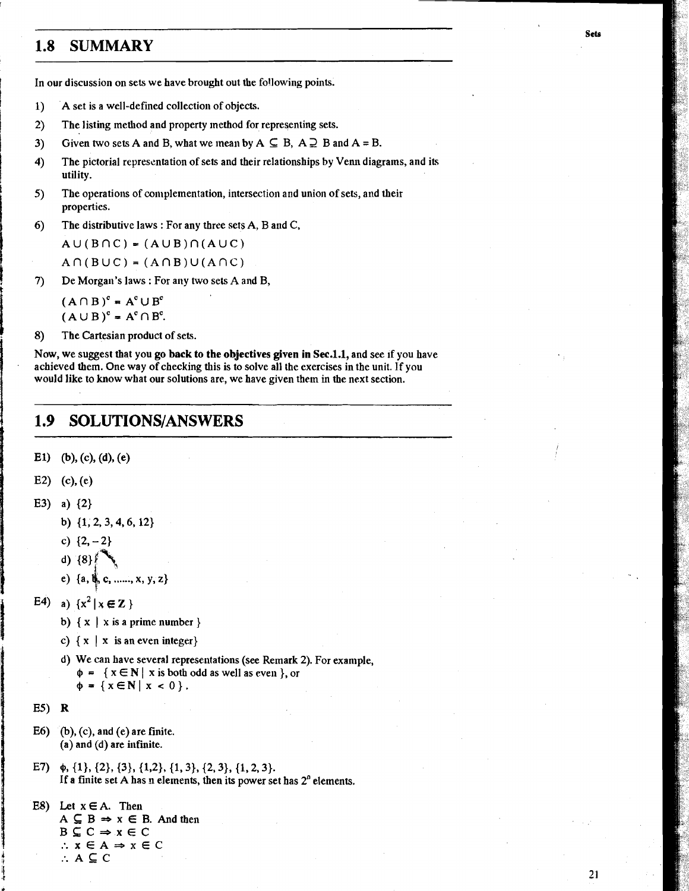## 1.8 SUMMARY

In our discussion on sets we have brought out the following points.

1) A set is a well-defined collection of objects.
2) The listing method and property method for representing sets.
3) Given two sets A and B, what we mean by $A \subseteq B$, $A \supseteq B$ and $A = B$.
4) The pictorial representation of sets and their relationships by Venn diagrams, and its utility.
5) The operations of complementation, intersection and union of sets, and their properties.
6) The distributive laws : For any three sets A, B and C,

   $A \cup (B \cap C) = (A \cup B) \cap (A \cup C)$

   $A \cap (B \cup C) = (A \cap B) \cup (A \cap C)$
7) De Morgan's laws : For any two sets A and B,

   $(A \cap B)^c = A^c \cup B^c$

   $(A \cup B)^c = A^c \cap B^c$.
8) The Cartesian product of sets.

Now, we suggest that you **go back to the objectives given in Sec.1.1**, and see if you have achieved them. One way of checking this is to solve all the exercises in the unit. If you would like to know what our solutions are, we have given them in the next section.

## 1.9 SOLUTIONS/ANSWERS

E1) (b), (c), (d), (e)

E2) (c), (e)

E3) a) {2}

b) {1, 2, 3, 4, 6, 12}

c) {2, –2}

d) {8}

e) {a, b, c, ......, x, y, z}

E4) a) $\{x^2 \mid x \in \mathbf{Z}\}$

b) { x | x is a prime number }

c) { x | x is an even integer}

d) We can have several representations (see Remark 2). For example,

$\phi = \{x \in \mathbf{N} \mid$ x is both odd as well as even $\}$, or

$\phi = \{x \in \mathbf{N} \mid x < 0\}$.

E5) **R**

E6) (b), (c), and (e) are finite.
(a) and (d) are infinite.

E7) $\phi$, {1}, {2}, {3}, {1,2}, {1, 3}, {2, 3}, {1, 2, 3}.
If a finite set A has n elements, then its power set has $2^n$ elements.

E8) Let $x \in A$. Then

$A \subseteq B \Rightarrow x \in B$. And then

$B \subseteq C \Rightarrow x \in C$

$\therefore x \in A \Rightarrow x \in C$

$\therefore A \subseteq C$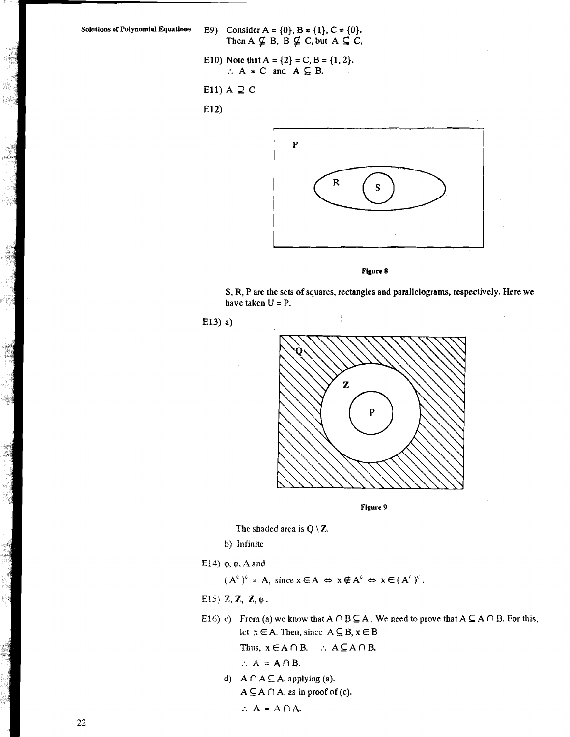E9) Consider $A = \{0\}, B = \{1\}, C = \{0\}$.
Then $A \not\subseteq B$, $B \not\subseteq C$, but $A \subseteq C$.

E10) Note that $A = \{2\} = C, B = \{1, 2\}$.
$\therefore$ $A = C$ and $A \subseteq B$.

E11) $A \supseteq C$

E12)

Figure 8

S, R, P are the sets of squares, rectangles and parallelograms, respectively. Here we have taken U = P.

E13) a)

Figure 9

The shaded area is $Q \setminus Z$.

b) Infinite

E14) $\phi$, $\phi$, A and

$(A^c)^c = A$, since $x \in A \Leftrightarrow x \notin A^c \Leftrightarrow x \in (A^c)^c$.

E15) $\mathbf{Z}, \mathbf{Z}, \mathbf{Z}, \phi$.

E16) c) From (a) we know that $A \cap B \subseteq A$. We need to prove that $A \subseteq A \cap B$. For this, let $x \in A$. Then, since $A \subseteq B$, $x \in B$

Thus, $x \in A \cap B$. $\therefore$ $A \subseteq A \cap B$.

$\therefore$ $A = A \cap B$.

d) $A \cap A \subseteq A$, applying (a).

$A \subseteq A \cap A$, as in proof of (c).

$\therefore$ $A = A \cap A$.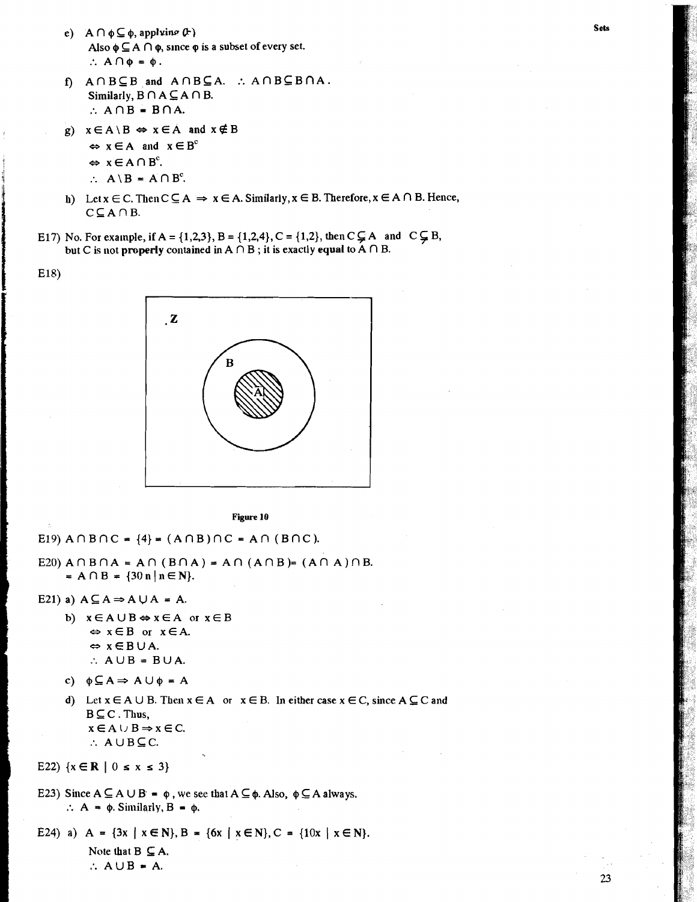e) $A \cap \phi \subseteq \phi$, applying (F)

Also $\phi \subseteq A \cap \phi$, since $\phi$ is a subset of every set.

$\therefore A \cap \phi = \phi$.

f) $A \cap B \subseteq B$ and $A \cap B \subseteq A$. $\therefore A \cap B \subseteq B \cap A$.

Similarly, $B \cap A \subseteq A \cap B$.

$\therefore A \cap B = B \cap A$.

g) $x \in A \setminus B \Leftrightarrow x \in A$ and $x \notin B$

$\Leftrightarrow x \in A$ and $x \in B^c$

$\Leftrightarrow x \in A \cap B^c$.

$\therefore A \setminus B = A \cap B^c$.

h) Let $x \in C$. Then $C \subseteq A \Rightarrow x \in A$. Similarly, $x \in B$. Therefore, $x \in A \cap B$. Hence, $C \subseteq A \cap B$.

E17) No. For example, if $A = \{1,2,3\}$, $B = \{1,2,4\}$, $C = \{1,2\}$, then $C \subsetneq A$ and $C \subsetneq B$, but C is not **properly** contained in $A \cap B$ ; it is exactly **equal** to $A \cap B$.

E18)

Figure 10

E19) $A \cap B \cap C = \{4\} = (A \cap B) \cap C = A \cap (B \cap C)$.

E20) $A \cap B \cap A = A \cap (B \cap A) = A \cap (A \cap B) = (A \cap A) \cap B$.

$= A \cap B = \{30n \mid n \in \mathbf{N}\}$.

E21) a) $A \subseteq A \Rightarrow A \cup A = A$.

b) $x \in A \cup B \Leftrightarrow x \in A$ or $x \in B$

$\Leftrightarrow x \in B$ or $x \in A$.

$\Leftrightarrow x \in B \cup A$.

$\therefore A \cup B = B \cup A$.

c) $\phi \subseteq A \Rightarrow A \cup \phi = A$

d) Let $x \in A \cup B$. Then $x \in A$ or $x \in B$. In either case $x \in C$, since $A \subseteq C$ and $B \subseteq C$. Thus,

$x \in A \cup B \Rightarrow x \in C$.

$\therefore A \cup B \subseteq C$.

E22) $\{x \in \mathbf{R} \mid 0 \le x \le 3\}$

E23) Since $A \subseteq A \cup B = \phi$, we see that $A \subseteq \phi$. Also, $\phi \subseteq A$ always.

$\therefore A = \phi$. Similarly, $B = \phi$.

E24) a) $A = \{3x \mid x \in \mathbf{N}\}$, $B = \{6x \mid x \in \mathbf{N}\}$, $C = \{10x \mid x \in \mathbf{N}\}$.

Note that $B \subseteq A$.

$\therefore A \cup B = A$.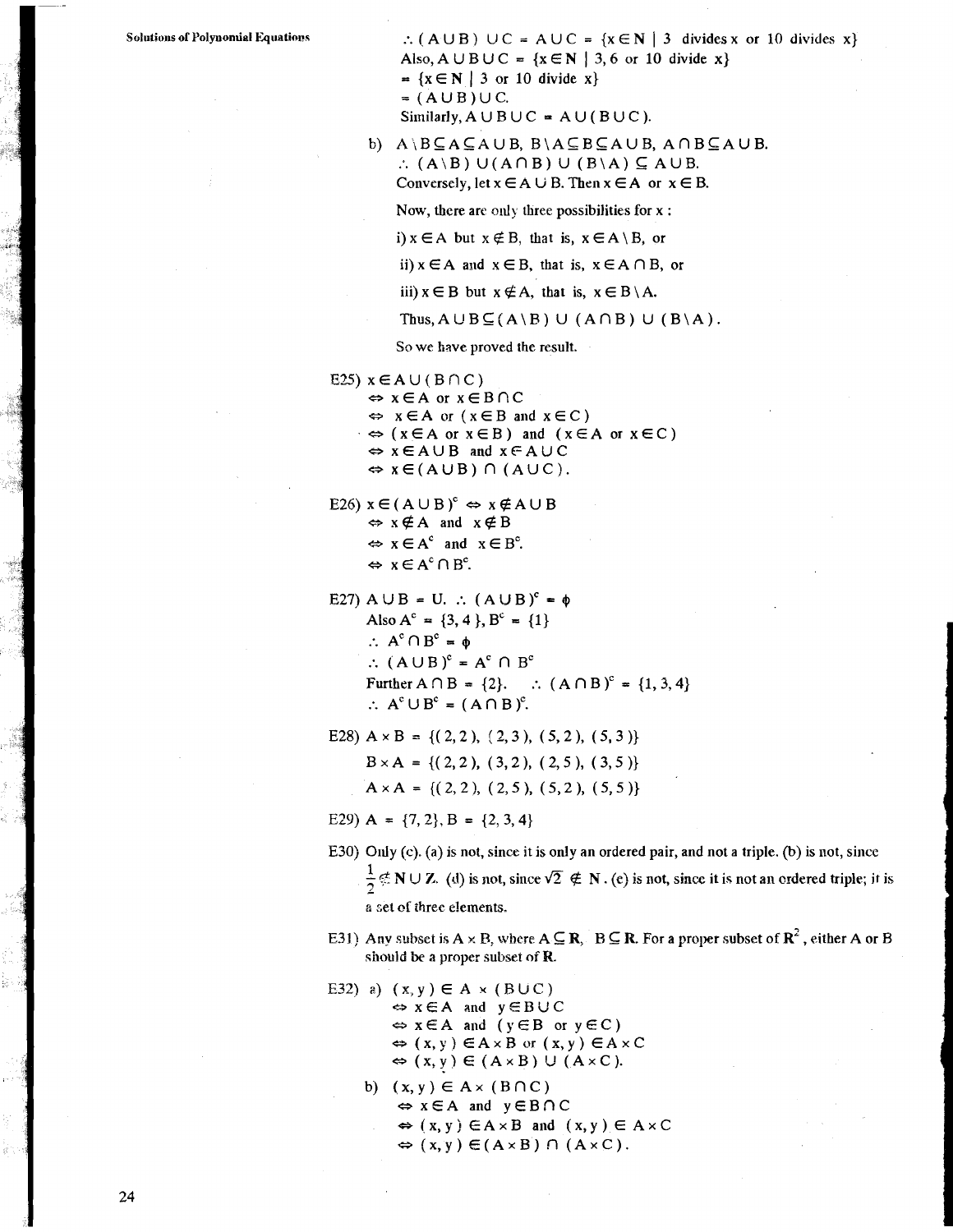$\therefore (A \cup B) \cup C = A \cup C = \{x \in \mathbf{N} \mid 3 \text{ divides } x \text{ or } 10 \text{ divides } x\}$

Also, $A \cup B \cup C = \{x \in \mathbf{N} \mid 3, 6 \text{ or } 10 \text{ divide } x\}$

$= \{x \in \mathbf{N} \mid 3 \text{ or } 10 \text{ divide } x\}$

$= (A \cup B) \cup C.$

Similarly, $A \cup B \cup C = A \cup (B \cup C)$.

b) $A \setminus B \subseteq A \subseteq A \cup B$, $B \setminus A \subseteq B \subseteq A \cup B$, $A \cap B \subseteq A \cup B$.

$\therefore (A \setminus B) \cup (A \cap B) \cup (B \setminus A) \subseteq A \cup B.$

Conversely, let $x \in A \cup B$. Then $x \in A$ or $x \in B$.

Now, there are only three possibilities for $x$ :

i) $x \in A$ but $x \notin B$, that is, $x \in A \setminus B$, or

ii) $x \in A$ and $x \in B$, that is, $x \in A \cap B$, or

iii) $x \in B$ but $x \notin A$, that is, $x \in B \setminus A$.

Thus, $A \cup B \subseteq (A \setminus B) \cup (A \cap B) \cup (B \setminus A)$.

So we have proved the result.

E25) $x \in A \cup (B \cap C)$

$\Leftrightarrow x \in A$ or $x \in B \cap C$

$\Leftrightarrow x \in A$ or $(x \in B$ and $x \in C)$

$\Leftrightarrow (x \in A$ or $x \in B)$ and $(x \in A$ or $x \in C)$

$\Leftrightarrow x \in A \cup B$ and $x \in A \cup C$

$\Leftrightarrow x \in (A \cup B) \cap (A \cup C)$.

E26) $x \in (A \cup B)^c \Leftrightarrow x \notin A \cup B$

$\Leftrightarrow x \notin A$ and $x \notin B$

$\Leftrightarrow x \in A^c$ and $x \in B^c$.

$\Leftrightarrow x \in A^c \cap B^c$.

E27) $A \cup B = U$. $\therefore (A \cup B)^c = \phi$

Also $A^c = \{3, 4\}$, $B^c = \{1\}$

$\therefore A^c \cap B^c = \phi$

$\therefore (A \cup B)^c = A^c \cap B^c$

Further $A \cap B = \{2\}$. $\quad \therefore (A \cap B)^c = \{1, 3, 4\}$

$\therefore A^c \cup B^c = (A \cap B)^c$.

E28) $A \times B = \{(2,2), (2,3), (5,2), (5,3)\}$

$B \times A = \{(2,2), (3,2), (2,5), (3,5)\}$

$A \times A = \{(2,2), (2,5), (5,2), (5,5)\}$

E29) $A = \{7, 2\}$, $B = \{2, 3, 4\}$

E30) Only (c). (a) is not, since it is only an ordered pair, and not a triple. (b) is not, since $\frac{1}{2} \notin \mathbf{N} \cup \mathbf{Z}$. (d) is not, since $\sqrt{2} \notin \mathbf{N}$. (e) is not, since it is not an ordered triple; it is a set of three elements.

E31) Any subset is $A \times B$, where $A \subseteq \mathbf{R}$, $B \subseteq \mathbf{R}$. For a proper subset of $\mathbf{R}^2$, either A or B should be a proper subset of $\mathbf{R}$.

E32) a) $(x, y) \in A \times (B \cup C)$

$\Leftrightarrow x \in A$ and $y \in B \cup C$

$\Leftrightarrow x \in A$ and $(y \in B$ or $y \in C)$

$\Leftrightarrow (x, y) \in A \times B$ or $(x, y) \in A \times C$

$\Leftrightarrow (x, y) \in (A \times B) \cup (A \times C)$.

b) $(x, y) \in A \times (B \cap C)$

$\Leftrightarrow x \in A$ and $y \in B \cap C$

$\Leftrightarrow (x, y) \in A \times B$ and $(x, y) \in A \times C$

$\Leftrightarrow (x, y) \in (A \times B) \cap (A \times C)$.